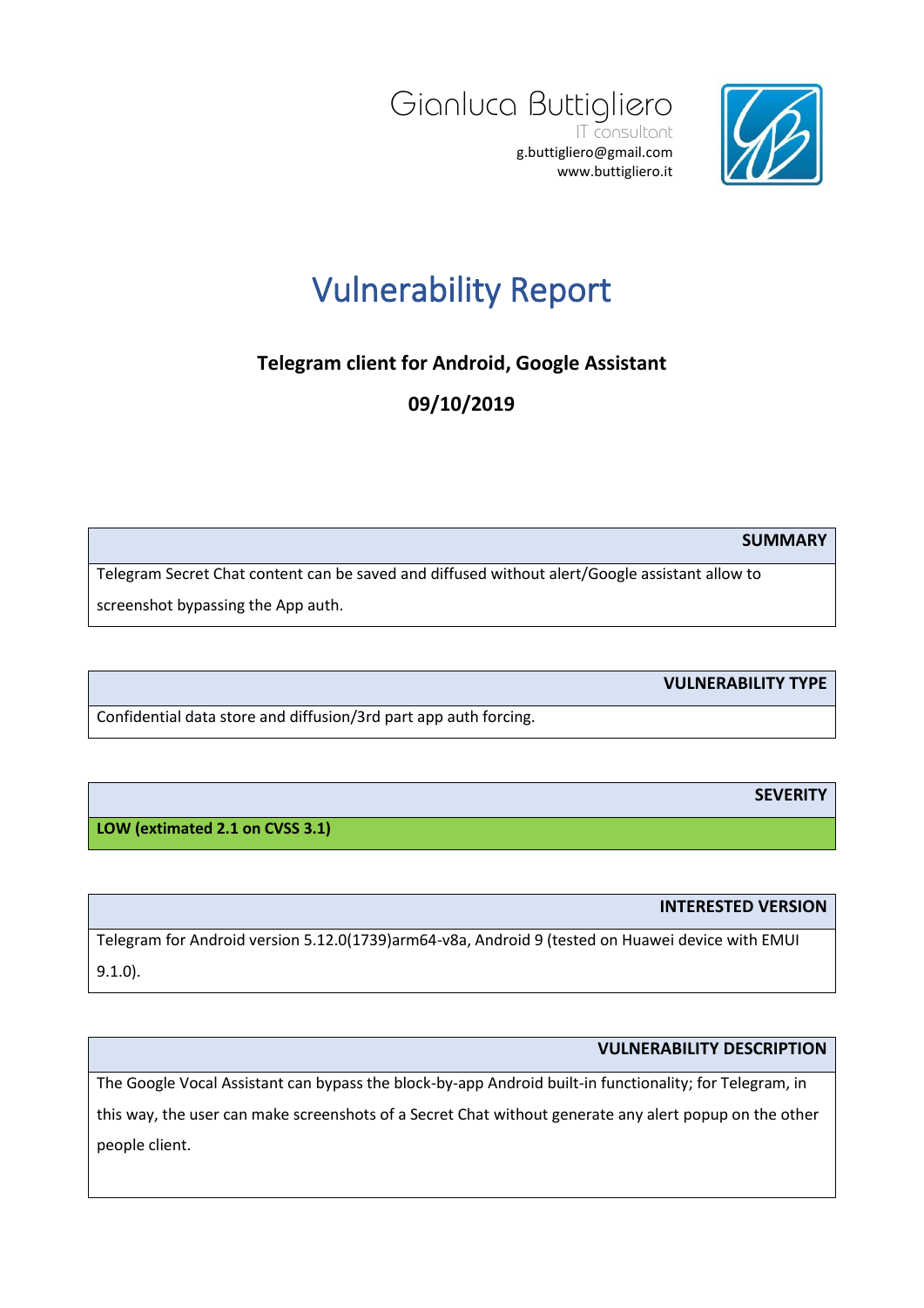Gianluca Buttigliero
IT consultant
g.buttigliero@gmail.com
www.buttigliero.it

# Vulnerability Report

**Telegram client for Android, Google Assistant**

**09/10/2019**

| **SUMMARY** |
|---|
| Telegram Secret Chat content can be saved and diffused without alert/Google assistant allow to screenshot bypassing the App auth. |

| **VULNERABILITY TYPE** |
|---|
| Confidential data store and diffusion/3rd part app auth forcing. |

| **SEVERITY** |
|---|
| **LOW (extimated 2.1 on CVSS 3.1)** |

| **INTERESTED VERSION** |
|---|
| Telegram for Android version 5.12.0(1739)arm64-v8a, Android 9 (tested on Huawei device with EMUI 9.1.0). |

| **VULNERABILITY DESCRIPTION** |
|---|
| The Google Vocal Assistant can bypass the block-by-app Android built-in functionality; for Telegram, in this way, the user can make screenshots of a Secret Chat without generate any alert popup on the other people client. |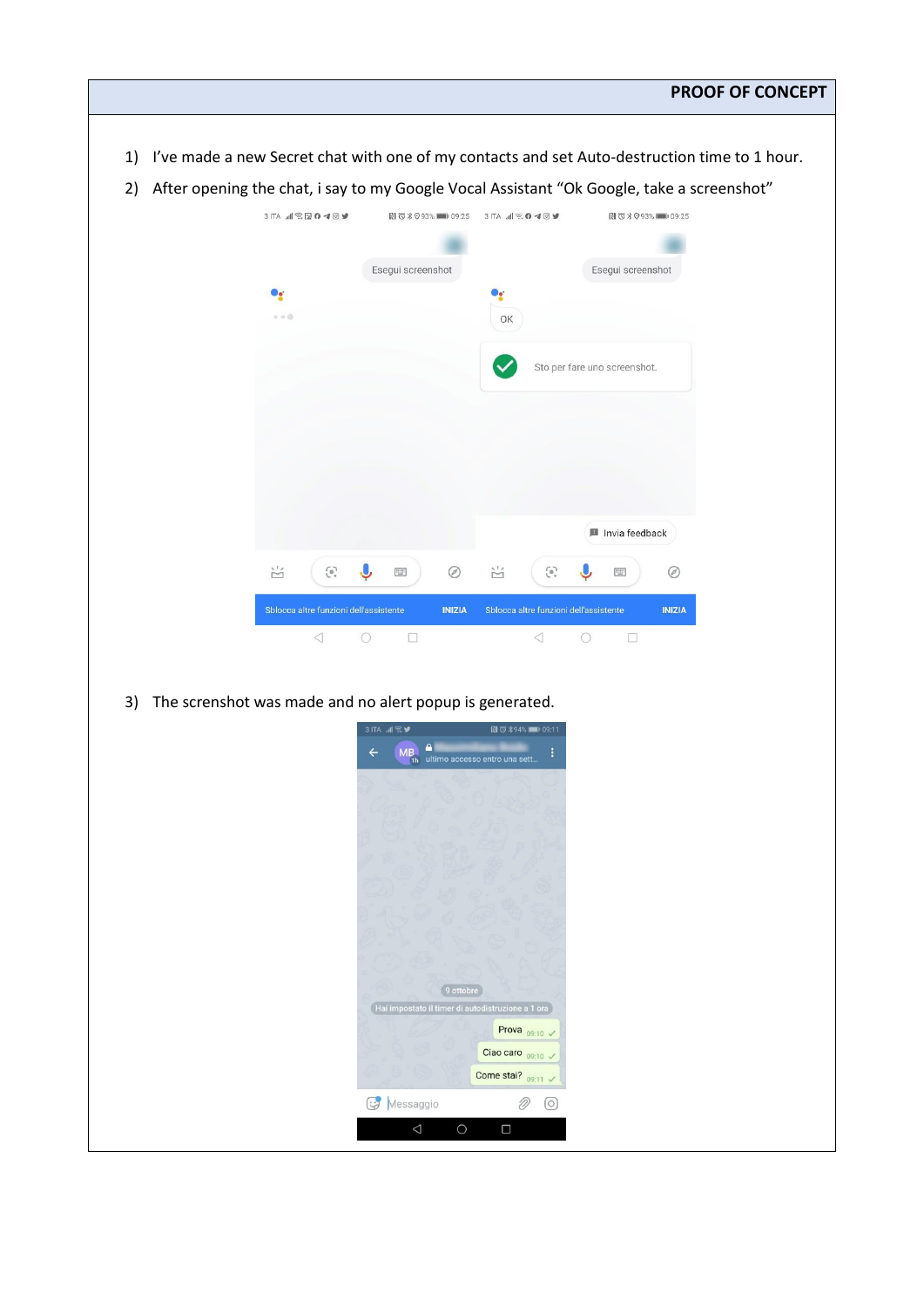**PROOF OF CONCEPT**

1) I've made a new Secret chat with one of my contacts and set Auto-destruction time to 1 hour.
2) After opening the chat, i say to my Google Vocal Assistant "Ok Google, take a screenshot"

3) The screenshot was made and no alert popup is generated.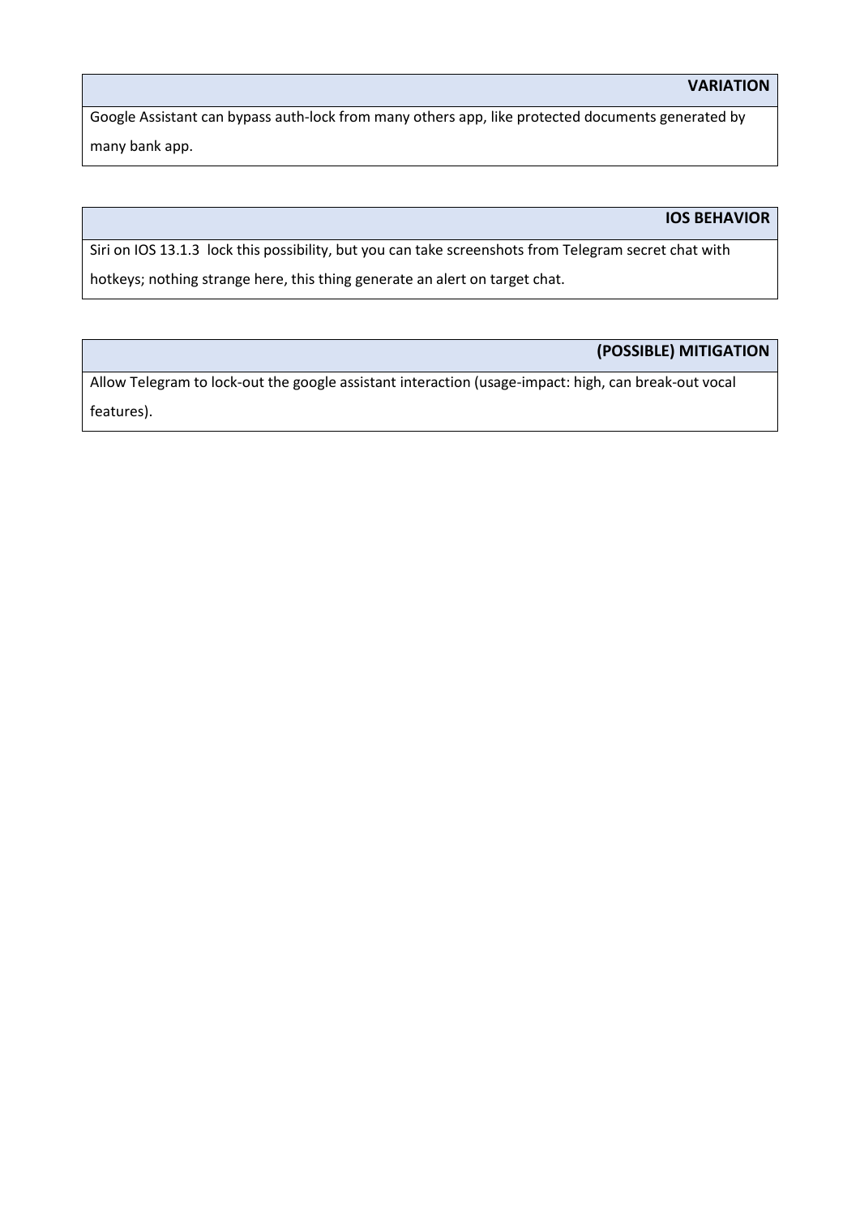### VARIATION

Google Assistant can bypass auth-lock from many others app, like protected documents generated by many bank app.

### IOS BEHAVIOR

Siri on IOS 13.1.3 lock this possibility, but you can take screenshots from Telegram secret chat with hotkeys; nothing strange here, this thing generate an alert on target chat.

### (POSSIBLE) MITIGATION

Allow Telegram to lock-out the google assistant interaction (usage-impact: high, can break-out vocal features).